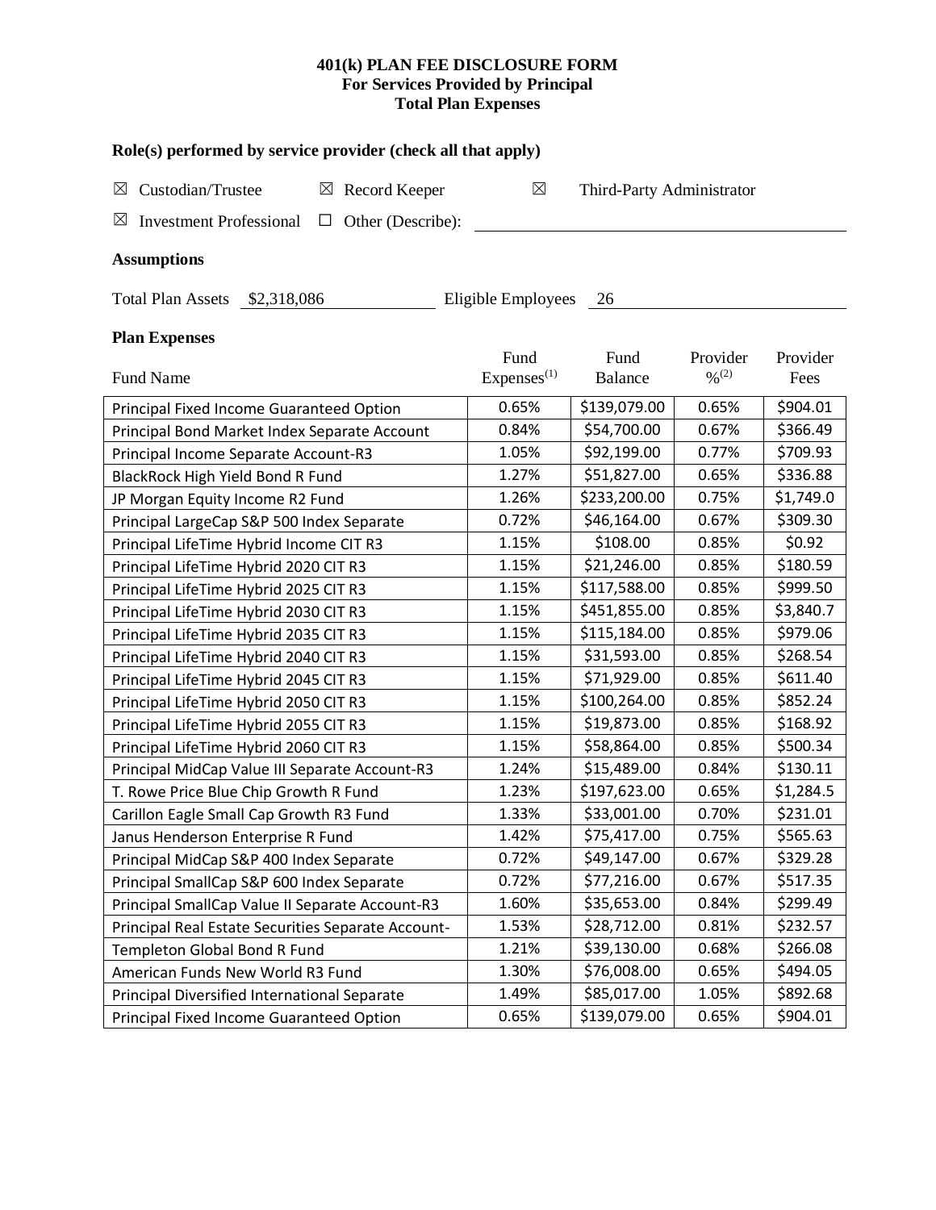# 401(k) PLAN FEE DISCLOSURE FORM
## For Services Provided by Principal
## Total Plan Expenses

### Role(s) performed by service provider (check all that apply)

☒ Custodian/Trustee ☒ Record Keeper ☒ Third-Party Administrator

☒ Investment Professional ☐ Other (Describe):

### Assumptions

Total Plan Assets $2,318,086 Eligible Employees 26

### Plan Expenses

| Fund Name | Fund Expenses[1] | Fund Balance | Provider %[2] | Provider Fees |
|---|---|---|---|---|
| Principal Fixed Income Guaranteed Option | 0.65% | $139,079.00 | 0.65% | $904.01 |
| Principal Bond Market Index Separate Account | 0.84% | $54,700.00 | 0.67% | $366.49 |
| Principal Income Separate Account-R3 | 1.05% | $92,199.00 | 0.77% | $709.93 |
| BlackRock High Yield Bond R Fund | 1.27% | $51,827.00 | 0.65% | $336.88 |
| JP Morgan Equity Income R2 Fund | 1.26% | $233,200.00 | 0.75% | $1,749.0 |
| Principal LargeCap S&P 500 Index Separate | 0.72% | $46,164.00 | 0.67% | $309.30 |
| Principal LifeTime Hybrid Income CIT R3 | 1.15% | $108.00 | 0.85% | $0.92 |
| Principal LifeTime Hybrid 2020 CIT R3 | 1.15% | $21,246.00 | 0.85% | $180.59 |
| Principal LifeTime Hybrid 2025 CIT R3 | 1.15% | $117,588.00 | 0.85% | $999.50 |
| Principal LifeTime Hybrid 2030 CIT R3 | 1.15% | $451,855.00 | 0.85% | $3,840.7 |
| Principal LifeTime Hybrid 2035 CIT R3 | 1.15% | $115,184.00 | 0.85% | $979.06 |
| Principal LifeTime Hybrid 2040 CIT R3 | 1.15% | $31,593.00 | 0.85% | $268.54 |
| Principal LifeTime Hybrid 2045 CIT R3 | 1.15% | $71,929.00 | 0.85% | $611.40 |
| Principal LifeTime Hybrid 2050 CIT R3 | 1.15% | $100,264.00 | 0.85% | $852.24 |
| Principal LifeTime Hybrid 2055 CIT R3 | 1.15% | $19,873.00 | 0.85% | $168.92 |
| Principal LifeTime Hybrid 2060 CIT R3 | 1.15% | $58,864.00 | 0.85% | $500.34 |
| Principal MidCap Value III Separate Account-R3 | 1.24% | $15,489.00 | 0.84% | $130.11 |
| T. Rowe Price Blue Chip Growth R Fund | 1.23% | $197,623.00 | 0.65% | $1,284.5 |
| Carillon Eagle Small Cap Growth R3 Fund | 1.33% | $33,001.00 | 0.70% | $231.01 |
| Janus Henderson Enterprise R Fund | 1.42% | $75,417.00 | 0.75% | $565.63 |
| Principal MidCap S&P 400 Index Separate | 0.72% | $49,147.00 | 0.67% | $329.28 |
| Principal SmallCap S&P 600 Index Separate | 0.72% | $77,216.00 | 0.67% | $517.35 |
| Principal SmallCap Value II Separate Account-R3 | 1.60% | $35,653.00 | 0.84% | $299.49 |
| Principal Real Estate Securities Separate Account- | 1.53% | $28,712.00 | 0.81% | $232.57 |
| Templeton Global Bond R Fund | 1.21% | $39,130.00 | 0.68% | $266.08 |
| American Funds New World R3 Fund | 1.30% | $76,008.00 | 0.65% | $494.05 |
| Principal Diversified International Separate | 1.49% | $85,017.00 | 1.05% | $892.68 |
| Principal Fixed Income Guaranteed Option | 0.65% | $139,079.00 | 0.65% | $904.01 |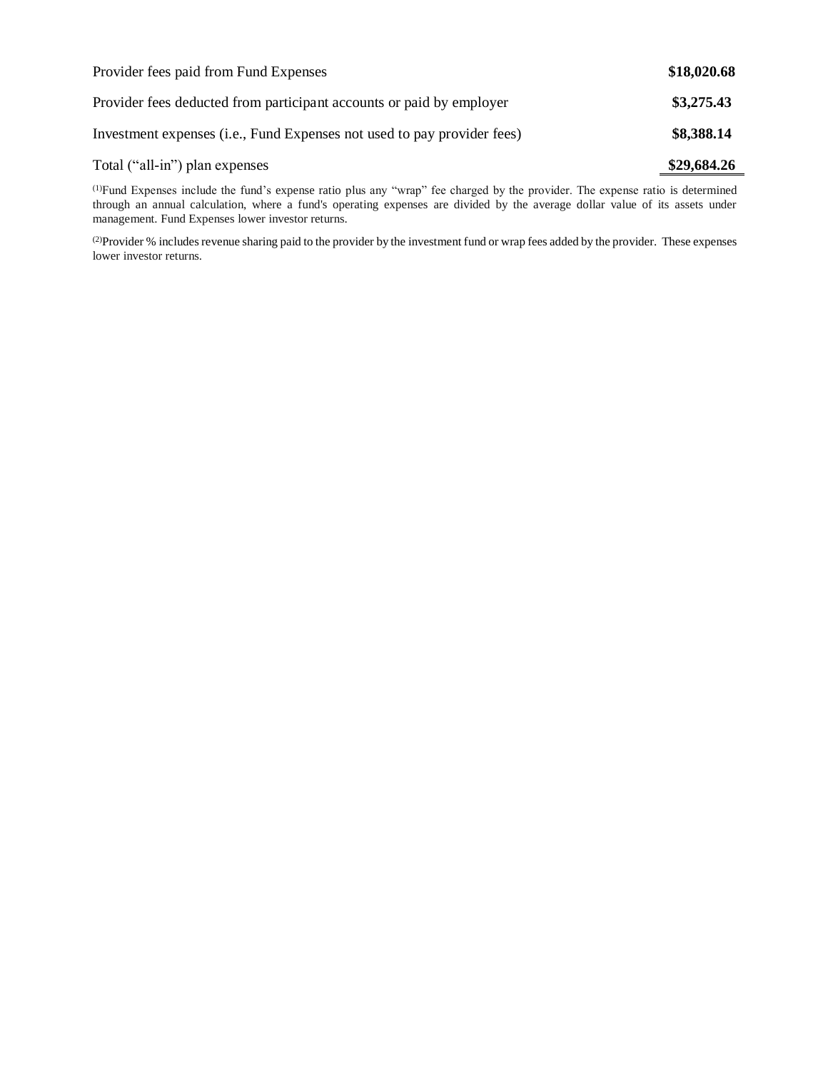| | |
|---|---|
| Provider fees paid from Fund Expenses | **$18,020.68** |
| Provider fees deducted from participant accounts or paid by employer | **$3,275.43** |
| Investment expenses (i.e., Fund Expenses not used to pay provider fees) | **$8,388.14** |
| Total ("all-in") plan expenses | **$29,684.26** |

[1]Fund Expenses include the fund's expense ratio plus any "wrap" fee charged by the provider. The expense ratio is determined through an annual calculation, where a fund's operating expenses are divided by the average dollar value of its assets under management. Fund Expenses lower investor returns.

[2]Provider % includes revenue sharing paid to the provider by the investment fund or wrap fees added by the provider. These expenses lower investor returns.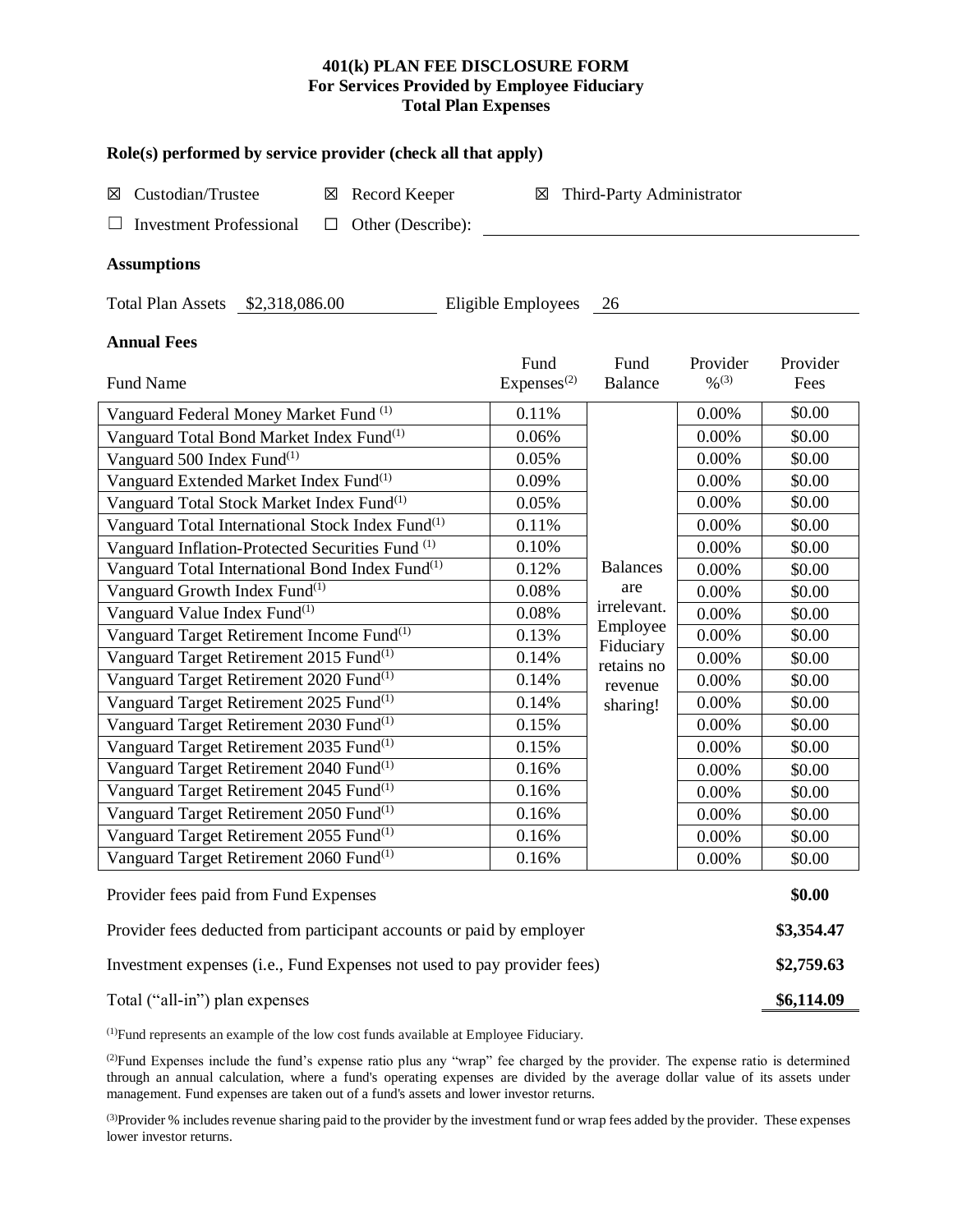# 401(k) PLAN FEE DISCLOSURE FORM
## For Services Provided by Employee Fiduciary
## Total Plan Expenses

### Role(s) performed by service provider (check all that apply)

☒ Custodian/Trustee ☒ Record Keeper ☒ Third-Party Administrator

☐ Investment Professional ☐ Other (Describe):

### Assumptions

Total Plan Assets $2,318,086.00 Eligible Employees 26

### Annual Fees

| Fund Name | Fund Expenses[2] | Fund Balance | Provider %[3] | Provider Fees |
|---|---|---|---|---|
| Vanguard Federal Money Market Fund [1] | 0.11% | Balances are irrelevant. Employee Fiduciary retains no revenue sharing! | 0.00% | $0.00 |
| Vanguard Total Bond Market Index Fund[1] | 0.06% | | 0.00% | $0.00 |
| Vanguard 500 Index Fund[1] | 0.05% | | 0.00% | $0.00 |
| Vanguard Extended Market Index Fund[1] | 0.09% | | 0.00% | $0.00 |
| Vanguard Total Stock Market Index Fund[1] | 0.05% | | 0.00% | $0.00 |
| Vanguard Total International Stock Index Fund[1] | 0.11% | | 0.00% | $0.00 |
| Vanguard Inflation-Protected Securities Fund [1] | 0.10% | | 0.00% | $0.00 |
| Vanguard Total International Bond Index Fund[1] | 0.12% | | 0.00% | $0.00 |
| Vanguard Growth Index Fund[1] | 0.08% | | 0.00% | $0.00 |
| Vanguard Value Index Fund[1] | 0.08% | | 0.00% | $0.00 |
| Vanguard Target Retirement Income Fund[1] | 0.13% | | 0.00% | $0.00 |
| Vanguard Target Retirement 2015 Fund[1] | 0.14% | | 0.00% | $0.00 |
| Vanguard Target Retirement 2020 Fund[1] | 0.14% | | 0.00% | $0.00 |
| Vanguard Target Retirement 2025 Fund[1] | 0.14% | | 0.00% | $0.00 |
| Vanguard Target Retirement 2030 Fund[1] | 0.15% | | 0.00% | $0.00 |
| Vanguard Target Retirement 2035 Fund[1] | 0.15% | | 0.00% | $0.00 |
| Vanguard Target Retirement 2040 Fund[1] | 0.16% | | 0.00% | $0.00 |
| Vanguard Target Retirement 2045 Fund[1] | 0.16% | | 0.00% | $0.00 |
| Vanguard Target Retirement 2050 Fund[1] | 0.16% | | 0.00% | $0.00 |
| Vanguard Target Retirement 2055 Fund[1] | 0.16% | | 0.00% | $0.00 |
| Vanguard Target Retirement 2060 Fund[1] | 0.16% | | 0.00% | $0.00 |

| | |
|---|---|
| Provider fees paid from Fund Expenses | **$0.00** |
| Provider fees deducted from participant accounts or paid by employer | **$3,354.47** |
| Investment expenses (i.e., Fund Expenses not used to pay provider fees) | **$2,759.63** |
| Total ("all-in") plan expenses | **$6,114.09** |

[1]Fund represents an example of the low cost funds available at Employee Fiduciary.

[2]Fund Expenses include the fund's expense ratio plus any "wrap" fee charged by the provider. The expense ratio is determined through an annual calculation, where a fund's operating expenses are divided by the average dollar value of its assets under management. Fund expenses are taken out of a fund's assets and lower investor returns.

[3]Provider % includes revenue sharing paid to the provider by the investment fund or wrap fees added by the provider. These expenses lower investor returns.